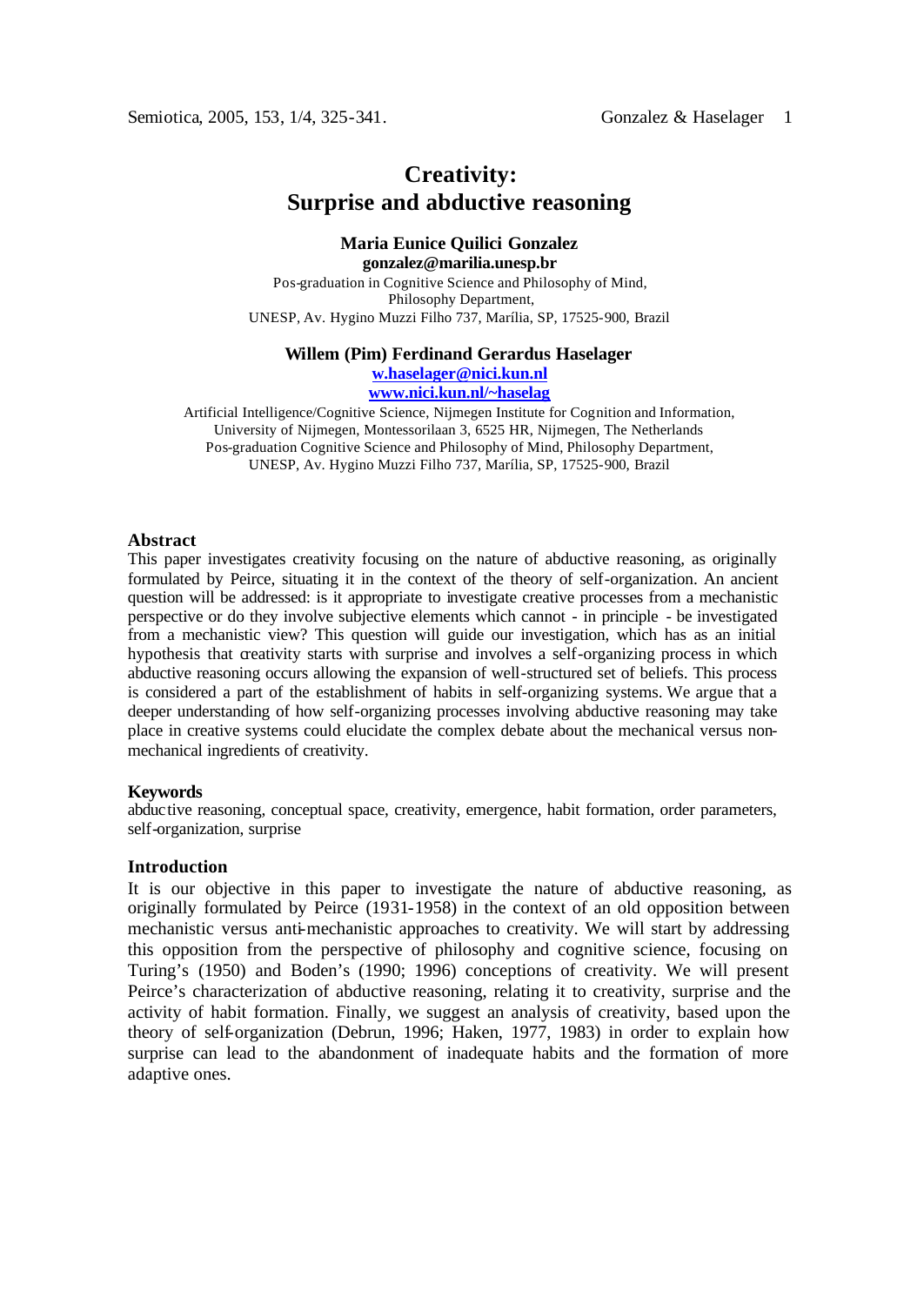# Creativity: Surprise and abductive reasoning

**Maria Eunice Quilici Gonzalez**
**gonzalez@marilia.unesp.br**
Pos-graduation in Cognitive Science and Philosophy of Mind,
Philosophy Department,
UNESP, Av. Hygino Muzzi Filho 737, Marília, SP, 17525-900, Brazil

**Willem (Pim) Ferdinand Gerardus Haselager**
**w.haselager@nici.kun.nl**
**www.nici.kun.nl/~haselag**
Artificial Intelligence/Cognitive Science, Nijmegen Institute for Cognition and Information,
University of Nijmegen, Montessorilaan 3, 6525 HR, Nijmegen, The Netherlands
Pos-graduation Cognitive Science and Philosophy of Mind, Philosophy Department,
UNESP, Av. Hygino Muzzi Filho 737, Marília, SP, 17525-900, Brazil

### Abstract

This paper investigates creativity focusing on the nature of abductive reasoning, as originally formulated by Peirce, situating it in the context of the theory of self-organization. An ancient question will be addressed: is it appropriate to investigate creative processes from a mechanistic perspective or do they involve subjective elements which cannot - in principle - be investigated from a mechanistic view? This question will guide our investigation, which has as an initial hypothesis that creativity starts with surprise and involves a self-organizing process in which abductive reasoning occurs allowing the expansion of well-structured set of beliefs. This process is considered a part of the establishment of habits in self-organizing systems. We argue that a deeper understanding of how self-organizing processes involving abductive reasoning may take place in creative systems could elucidate the complex debate about the mechanical versus non-mechanical ingredients of creativity.

### Keywords

abductive reasoning, conceptual space, creativity, emergence, habit formation, order parameters, self-organization, surprise

### Introduction

It is our objective in this paper to investigate the nature of abductive reasoning, as originally formulated by Peirce (1931-1958) in the context of an old opposition between mechanistic versus anti-mechanistic approaches to creativity. We will start by addressing this opposition from the perspective of philosophy and cognitive science, focusing on Turing's (1950) and Boden's (1990; 1996) conceptions of creativity. We will present Peirce's characterization of abductive reasoning, relating it to creativity, surprise and the activity of habit formation. Finally, we suggest an analysis of creativity, based upon the theory of self-organization (Debrun, 1996; Haken, 1977, 1983) in order to explain how surprise can lead to the abandonment of inadequate habits and the formation of more adaptive ones.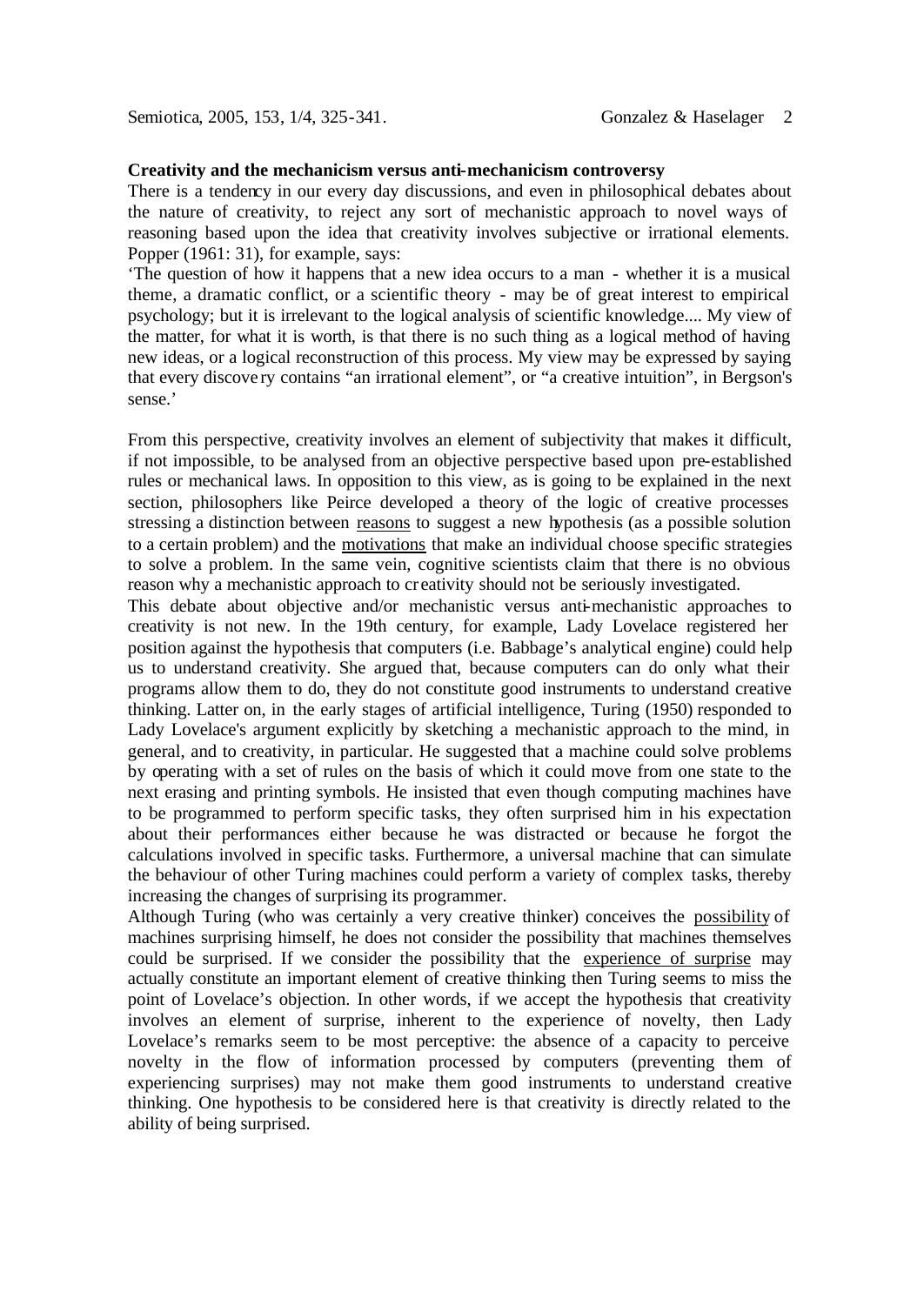**Creativity and the mechanicism versus anti-mechanicism controversy**

There is a tendency in our every day discussions, and even in philosophical debates about the nature of creativity, to reject any sort of mechanistic approach to novel ways of reasoning based upon the idea that creativity involves subjective or irrational elements. Popper (1961: 31), for example, says:

'The question of how it happens that a new idea occurs to a man - whether it is a musical theme, a dramatic conflict, or a scientific theory - may be of great interest to empirical psychology; but it is irrelevant to the logical analysis of scientific knowledge.... My view of the matter, for what it is worth, is that there is no such thing as a logical method of having new ideas, or a logical reconstruction of this process. My view may be expressed by saying that every discovery contains "an irrational element", or "a creative intuition", in Bergson's sense.'

From this perspective, creativity involves an element of subjectivity that makes it difficult, if not impossible, to be analysed from an objective perspective based upon pre-established rules or mechanical laws. In opposition to this view, as is going to be explained in the next section, philosophers like Peirce developed a theory of the logic of creative processes stressing a distinction between reasons to suggest a new hypothesis (as a possible solution to a certain problem) and the motivations that make an individual choose specific strategies to solve a problem. In the same vein, cognitive scientists claim that there is no obvious reason why a mechanistic approach to creativity should not be seriously investigated.

This debate about objective and/or mechanistic versus anti-mechanistic approaches to creativity is not new. In the 19th century, for example, Lady Lovelace registered her position against the hypothesis that computers (i.e. Babbage's analytical engine) could help us to understand creativity. She argued that, because computers can do only what their programs allow them to do, they do not constitute good instruments to understand creative thinking. Latter on, in the early stages of artificial intelligence, Turing (1950) responded to Lady Lovelace's argument explicitly by sketching a mechanistic approach to the mind, in general, and to creativity, in particular. He suggested that a machine could solve problems by operating with a set of rules on the basis of which it could move from one state to the next erasing and printing symbols. He insisted that even though computing machines have to be programmed to perform specific tasks, they often surprised him in his expectation about their performances either because he was distracted or because he forgot the calculations involved in specific tasks. Furthermore, a universal machine that can simulate the behaviour of other Turing machines could perform a variety of complex tasks, thereby increasing the changes of surprising its programmer.

Although Turing (who was certainly a very creative thinker) conceives the possibility of machines surprising himself, he does not consider the possibility that machines themselves could be surprised. If we consider the possibility that the experience of surprise may actually constitute an important element of creative thinking then Turing seems to miss the point of Lovelace's objection. In other words, if we accept the hypothesis that creativity involves an element of surprise, inherent to the experience of novelty, then Lady Lovelace's remarks seem to be most perceptive: the absence of a capacity to perceive novelty in the flow of information processed by computers (preventing them of experiencing surprises) may not make them good instruments to understand creative thinking. One hypothesis to be considered here is that creativity is directly related to the ability of being surprised.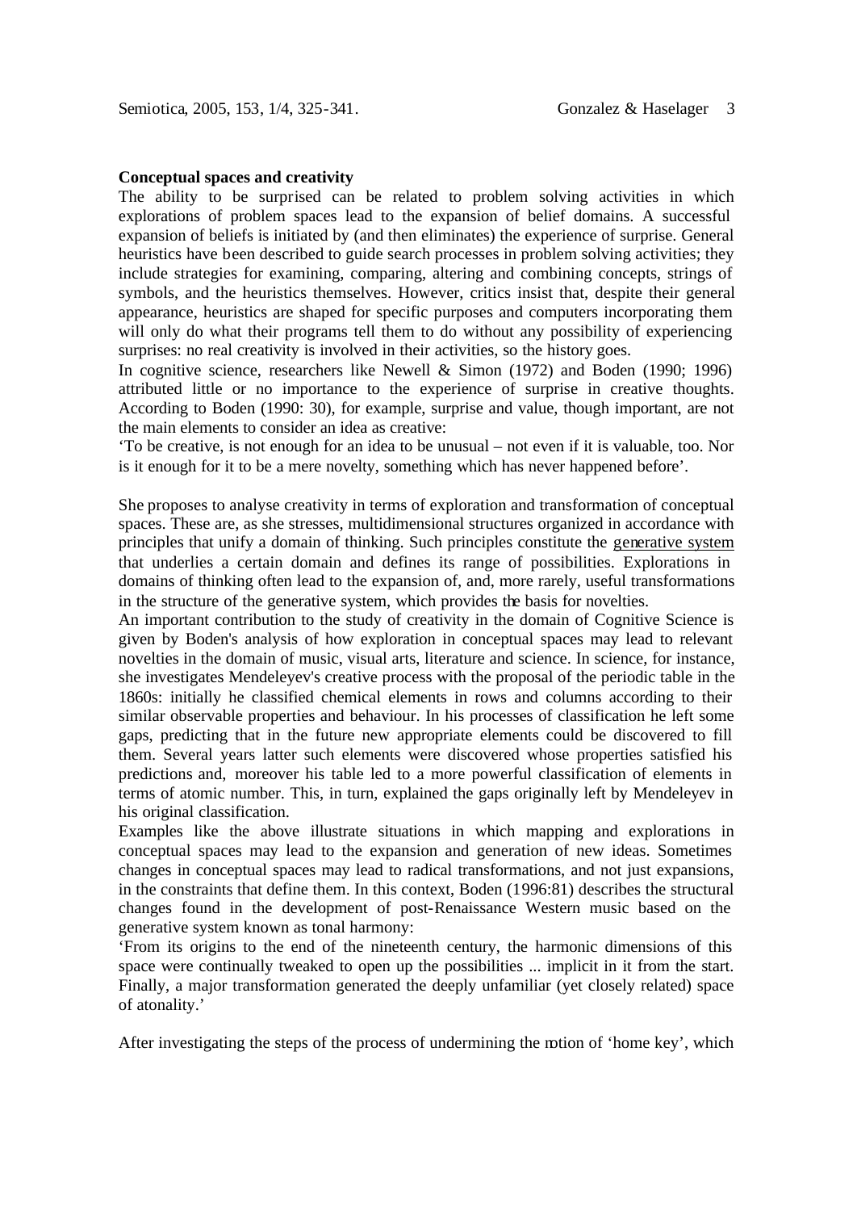**Conceptual spaces and creativity**

The ability to be surprised can be related to problem solving activities in which explorations of problem spaces lead to the expansion of belief domains. A successful expansion of beliefs is initiated by (and then eliminates) the experience of surprise. General heuristics have been described to guide search processes in problem solving activities; they include strategies for examining, comparing, altering and combining concepts, strings of symbols, and the heuristics themselves. However, critics insist that, despite their general appearance, heuristics are shaped for specific purposes and computers incorporating them will only do what their programs tell them to do without any possibility of experiencing surprises: no real creativity is involved in their activities, so the history goes.

In cognitive science, researchers like Newell & Simon (1972) and Boden (1990; 1996) attributed little or no importance to the experience of surprise in creative thoughts. According to Boden (1990: 30), for example, surprise and value, though important, are not the main elements to consider an idea as creative:

'To be creative, is not enough for an idea to be unusual – not even if it is valuable, too. Nor is it enough for it to be a mere novelty, something which has never happened before'.

She proposes to analyse creativity in terms of exploration and transformation of conceptual spaces. These are, as she stresses, multidimensional structures organized in accordance with principles that unify a domain of thinking. Such principles constitute the generative system that underlies a certain domain and defines its range of possibilities. Explorations in domains of thinking often lead to the expansion of, and, more rarely, useful transformations in the structure of the generative system, which provides the basis for novelties.

An important contribution to the study of creativity in the domain of Cognitive Science is given by Boden's analysis of how exploration in conceptual spaces may lead to relevant novelties in the domain of music, visual arts, literature and science. In science, for instance, she investigates Mendeleyev's creative process with the proposal of the periodic table in the 1860s: initially he classified chemical elements in rows and columns according to their similar observable properties and behaviour. In his processes of classification he left some gaps, predicting that in the future new appropriate elements could be discovered to fill them. Several years latter such elements were discovered whose properties satisfied his predictions and, moreover his table led to a more powerful classification of elements in terms of atomic number. This, in turn, explained the gaps originally left by Mendeleyev in his original classification.

Examples like the above illustrate situations in which mapping and explorations in conceptual spaces may lead to the expansion and generation of new ideas. Sometimes changes in conceptual spaces may lead to radical transformations, and not just expansions, in the constraints that define them. In this context, Boden (1996:81) describes the structural changes found in the development of post-Renaissance Western music based on the generative system known as tonal harmony:

'From its origins to the end of the nineteenth century, the harmonic dimensions of this space were continually tweaked to open up the possibilities ... implicit in it from the start. Finally, a major transformation generated the deeply unfamiliar (yet closely related) space of atonality.'

After investigating the steps of the process of undermining the notion of 'home key', which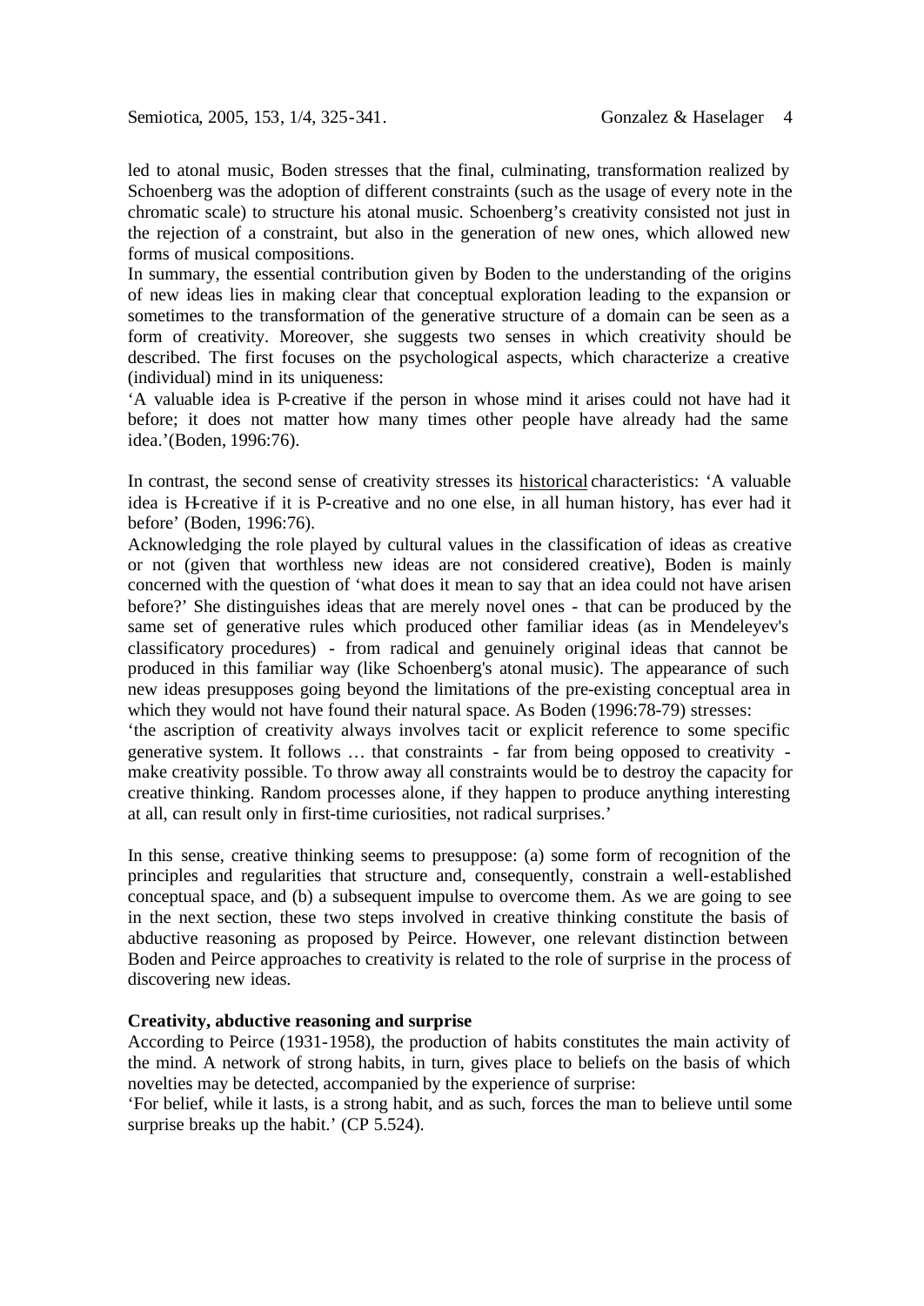led to atonal music, Boden stresses that the final, culminating, transformation realized by Schoenberg was the adoption of different constraints (such as the usage of every note in the chromatic scale) to structure his atonal music. Schoenberg's creativity consisted not just in the rejection of a constraint, but also in the generation of new ones, which allowed new forms of musical compositions.

In summary, the essential contribution given by Boden to the understanding of the origins of new ideas lies in making clear that conceptual exploration leading to the expansion or sometimes to the transformation of the generative structure of a domain can be seen as a form of creativity. Moreover, she suggests two senses in which creativity should be described. The first focuses on the psychological aspects, which characterize a creative (individual) mind in its uniqueness:

'A valuable idea is P-creative if the person in whose mind it arises could not have had it before; it does not matter how many times other people have already had the same idea.'(Boden, 1996:76).

In contrast, the second sense of creativity stresses its historical characteristics: 'A valuable idea is H-creative if it is P-creative and no one else, in all human history, has ever had it before' (Boden, 1996:76).

Acknowledging the role played by cultural values in the classification of ideas as creative or not (given that worthless new ideas are not considered creative), Boden is mainly concerned with the question of 'what does it mean to say that an idea could not have arisen before?' She distinguishes ideas that are merely novel ones - that can be produced by the same set of generative rules which produced other familiar ideas (as in Mendeleyev's classificatory procedures) - from radical and genuinely original ideas that cannot be produced in this familiar way (like Schoenberg's atonal music). The appearance of such new ideas presupposes going beyond the limitations of the pre-existing conceptual area in which they would not have found their natural space. As Boden (1996:78-79) stresses:

'the ascription of creativity always involves tacit or explicit reference to some specific generative system. It follows … that constraints - far from being opposed to creativity - make creativity possible. To throw away all constraints would be to destroy the capacity for creative thinking. Random processes alone, if they happen to produce anything interesting at all, can result only in first-time curiosities, not radical surprises.'

In this sense, creative thinking seems to presuppose: (a) some form of recognition of the principles and regularities that structure and, consequently, constrain a well-established conceptual space, and (b) a subsequent impulse to overcome them. As we are going to see in the next section, these two steps involved in creative thinking constitute the basis of abductive reasoning as proposed by Peirce. However, one relevant distinction between Boden and Peirce approaches to creativity is related to the role of surprise in the process of discovering new ideas.

**Creativity, abductive reasoning and surprise**

According to Peirce (1931-1958), the production of habits constitutes the main activity of the mind. A network of strong habits, in turn, gives place to beliefs on the basis of which novelties may be detected, accompanied by the experience of surprise:

'For belief, while it lasts, is a strong habit, and as such, forces the man to believe until some surprise breaks up the habit.' (CP 5.524).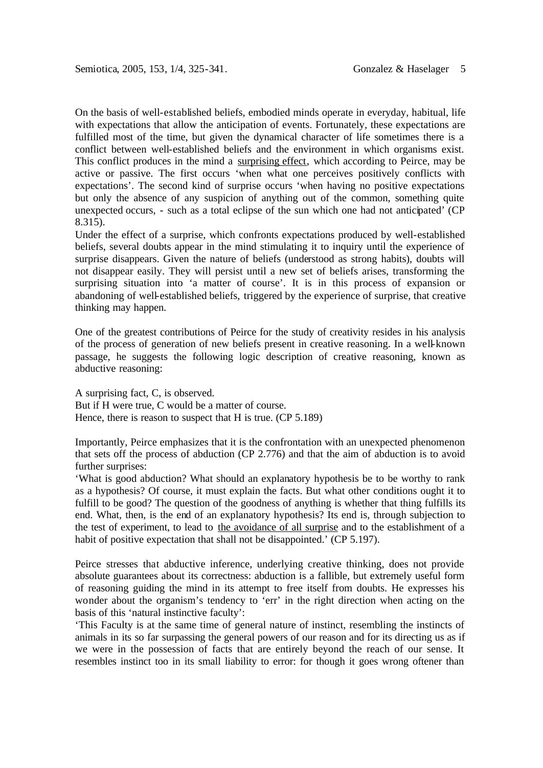On the basis of well-established beliefs, embodied minds operate in everyday, habitual, life with expectations that allow the anticipation of events. Fortunately, these expectations are fulfilled most of the time, but given the dynamical character of life sometimes there is a conflict between well-established beliefs and the environment in which organisms exist. This conflict produces in the mind a surprising effect, which according to Peirce, may be active or passive. The first occurs 'when what one perceives positively conflicts with expectations'. The second kind of surprise occurs 'when having no positive expectations but only the absence of any suspicion of anything out of the common, something quite unexpected occurs, - such as a total eclipse of the sun which one had not anticipated' (CP 8.315).

Under the effect of a surprise, which confronts expectations produced by well-established beliefs, several doubts appear in the mind stimulating it to inquiry until the experience of surprise disappears. Given the nature of beliefs (understood as strong habits), doubts will not disappear easily. They will persist until a new set of beliefs arises, transforming the surprising situation into 'a matter of course'. It is in this process of expansion or abandoning of well-established beliefs, triggered by the experience of surprise, that creative thinking may happen.

One of the greatest contributions of Peirce for the study of creativity resides in his analysis of the process of generation of new beliefs present in creative reasoning. In a well-known passage, he suggests the following logic description of creative reasoning, known as abductive reasoning:

A surprising fact, C, is observed.
But if H were true, C would be a matter of course.
Hence, there is reason to suspect that H is true. (CP 5.189)

Importantly, Peirce emphasizes that it is the confrontation with an unexpected phenomenon that sets off the process of abduction (CP 2.776) and that the aim of abduction is to avoid further surprises:

'What is good abduction? What should an explanatory hypothesis be to be worthy to rank as a hypothesis? Of course, it must explain the facts. But what other conditions ought it to fulfill to be good? The question of the goodness of anything is whether that thing fulfills its end. What, then, is the end of an explanatory hypothesis? Its end is, through subjection to the test of experiment, to lead to the avoidance of all surprise and to the establishment of a habit of positive expectation that shall not be disappointed.' (CP 5.197).

Peirce stresses that abductive inference, underlying creative thinking, does not provide absolute guarantees about its correctness: abduction is a fallible, but extremely useful form of reasoning guiding the mind in its attempt to free itself from doubts. He expresses his wonder about the organism's tendency to 'err' in the right direction when acting on the basis of this 'natural instinctive faculty':

'This Faculty is at the same time of general nature of instinct, resembling the instincts of animals in its so far surpassing the general powers of our reason and for its directing us as if we were in the possession of facts that are entirely beyond the reach of our sense. It resembles instinct too in its small liability to error: for though it goes wrong oftener than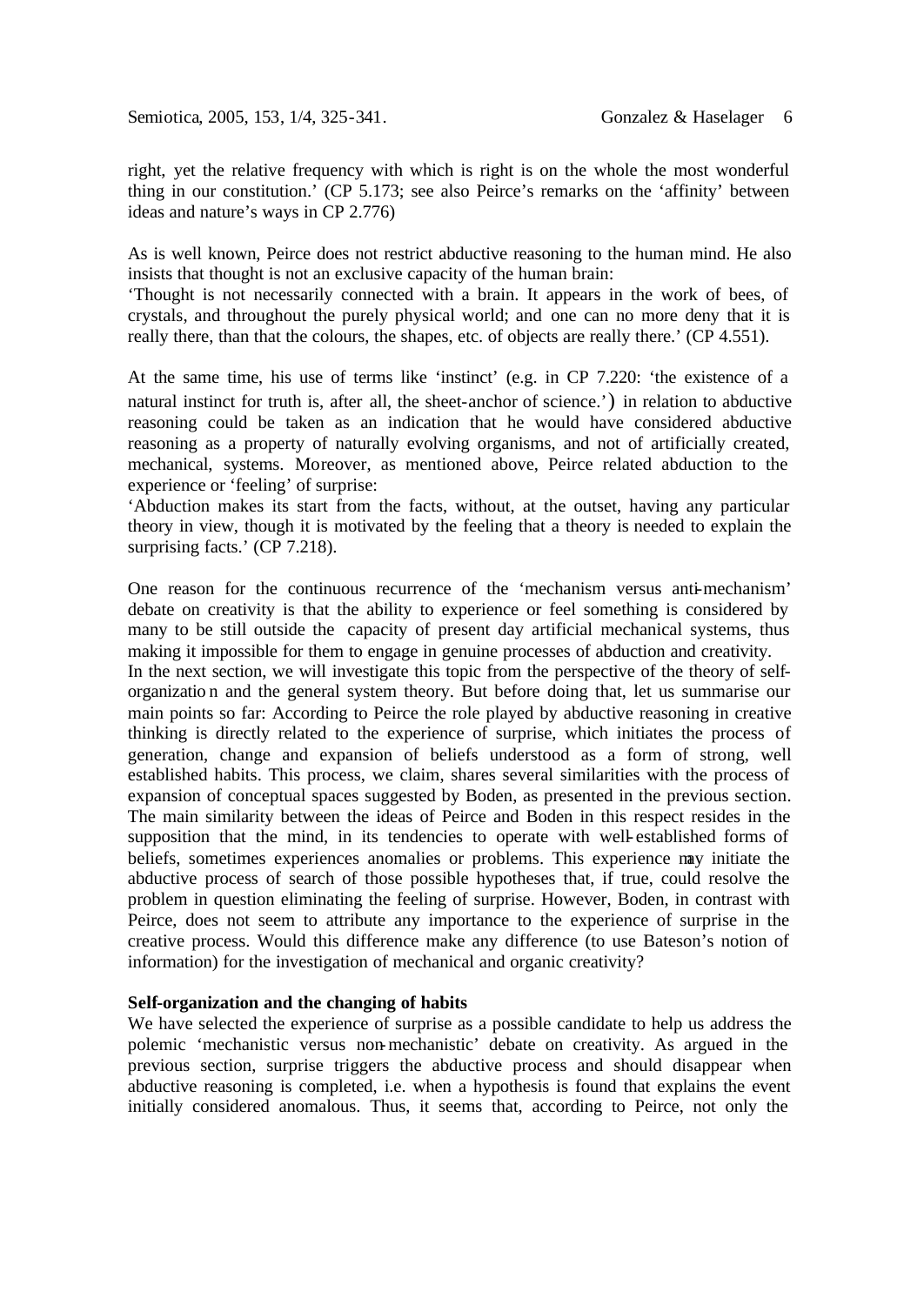right, yet the relative frequency with which is right is on the whole the most wonderful thing in our constitution.' (CP 5.173; see also Peirce's remarks on the 'affinity' between ideas and nature's ways in CP 2.776)

As is well known, Peirce does not restrict abductive reasoning to the human mind. He also insists that thought is not an exclusive capacity of the human brain:

'Thought is not necessarily connected with a brain. It appears in the work of bees, of crystals, and throughout the purely physical world; and one can no more deny that it is really there, than that the colours, the shapes, etc. of objects are really there.' (CP 4.551).

At the same time, his use of terms like 'instinct' (e.g. in CP 7.220: 'the existence of a natural instinct for truth is, after all, the sheet-anchor of science.') in relation to abductive reasoning could be taken as an indication that he would have considered abductive reasoning as a property of naturally evolving organisms, and not of artificially created, mechanical, systems. Moreover, as mentioned above, Peirce related abduction to the experience or 'feeling' of surprise:

'Abduction makes its start from the facts, without, at the outset, having any particular theory in view, though it is motivated by the feeling that a theory is needed to explain the surprising facts.' (CP 7.218).

One reason for the continuous recurrence of the 'mechanism versus anti-mechanism' debate on creativity is that the ability to experience or feel something is considered by many to be still outside the capacity of present day artificial mechanical systems, thus making it impossible for them to engage in genuine processes of abduction and creativity.

In the next section, we will investigate this topic from the perspective of the theory of self-organization and the general system theory. But before doing that, let us summarise our main points so far: According to Peirce the role played by abductive reasoning in creative thinking is directly related to the experience of surprise, which initiates the process of generation, change and expansion of beliefs understood as a form of strong, well established habits. This process, we claim, shares several similarities with the process of expansion of conceptual spaces suggested by Boden, as presented in the previous section. The main similarity between the ideas of Peirce and Boden in this respect resides in the supposition that the mind, in its tendencies to operate with well-established forms of beliefs, sometimes experiences anomalies or problems. This experience may initiate the abductive process of search of those possible hypotheses that, if true, could resolve the problem in question eliminating the feeling of surprise. However, Boden, in contrast with Peirce, does not seem to attribute any importance to the experience of surprise in the creative process. Would this difference make any difference (to use Bateson's notion of information) for the investigation of mechanical and organic creativity?

## Self-organization and the changing of habits

We have selected the experience of surprise as a possible candidate to help us address the polemic 'mechanistic versus non-mechanistic' debate on creativity. As argued in the previous section, surprise triggers the abductive process and should disappear when abductive reasoning is completed, i.e. when a hypothesis is found that explains the event initially considered anomalous. Thus, it seems that, according to Peirce, not only the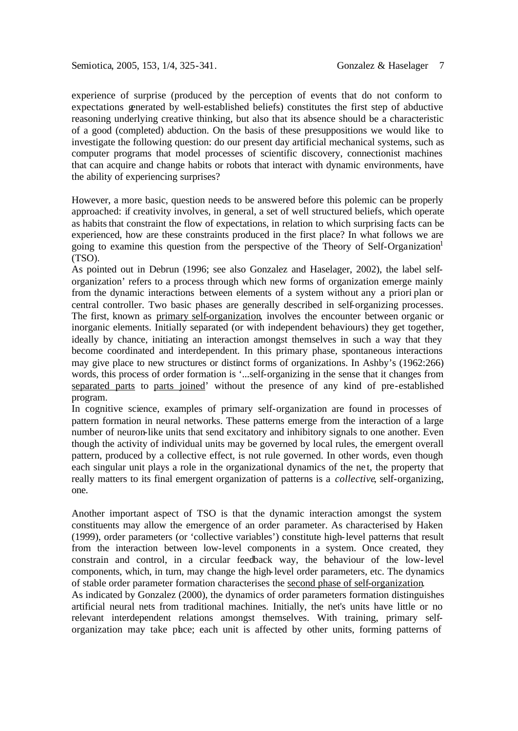experience of surprise (produced by the perception of events that do not conform to expectations generated by well-established beliefs) constitutes the first step of abductive reasoning underlying creative thinking, but also that its absence should be a characteristic of a good (completed) abduction. On the basis of these presuppositions we would like to investigate the following question: do our present day artificial mechanical systems, such as computer programs that model processes of scientific discovery, connectionist machines that can acquire and change habits or robots that interact with dynamic environments, have the ability of experiencing surprises?

However, a more basic, question needs to be answered before this polemic can be properly approached: if creativity involves, in general, a set of well structured beliefs, which operate as habits that constraint the flow of expectations, in relation to which surprising facts can be experienced, how are these constraints produced in the first place? In what follows we are going to examine this question from the perspective of the Theory of Self-Organization[1] (TSO).

As pointed out in Debrun (1996; see also Gonzalez and Haselager, 2002), the label self-organization' refers to a process through which new forms of organization emerge mainly from the dynamic interactions between elements of a system without any a priori plan or central controller. Two basic phases are generally described in self-organizing processes. The first, known as primary self-organization, involves the encounter between organic or inorganic elements. Initially separated (or with independent behaviours) they get together, ideally by chance, initiating an interaction amongst themselves in such a way that they become coordinated and interdependent. In this primary phase, spontaneous interactions may give place to new structures or distinct forms of organizations. In Ashby's (1962:266) words, this process of order formation is '...self-organizing in the sense that it changes from separated parts to parts joined' without the presence of any kind of pre-established program.

In cognitive science, examples of primary self-organization are found in processes of pattern formation in neural networks. These patterns emerge from the interaction of a large number of neuron-like units that send excitatory and inhibitory signals to one another. Even though the activity of individual units may be governed by local rules, the emergent overall pattern, produced by a collective effect, is not rule governed. In other words, even though each singular unit plays a role in the organizational dynamics of the net, the property that really matters to its final emergent organization of patterns is a *collective*, self-organizing, one.

Another important aspect of TSO is that the dynamic interaction amongst the system constituents may allow the emergence of an order parameter. As characterised by Haken (1999), order parameters (or 'collective variables') constitute high-level patterns that result from the interaction between low-level components in a system. Once created, they constrain and control, in a circular feedback way, the behaviour of the low-level components, which, in turn, may change the high-level order parameters, etc. The dynamics of stable order parameter formation characterises the second phase of self-organization.

As indicated by Gonzalez (2000), the dynamics of order parameters formation distinguishes artificial neural nets from traditional machines. Initially, the net's units have little or no relevant interdependent relations amongst themselves. With training, primary self-organization may take place; each unit is affected by other units, forming patterns of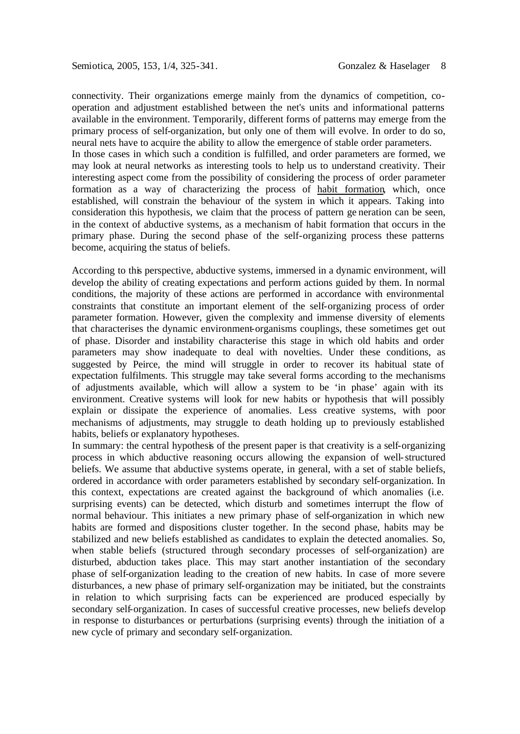connectivity. Their organizations emerge mainly from the dynamics of competition, co-operation and adjustment established between the net's units and informational patterns available in the environment. Temporarily, different forms of patterns may emerge from the primary process of self-organization, but only one of them will evolve. In order to do so, neural nets have to acquire the ability to allow the emergence of stable order parameters.

In those cases in which such a condition is fulfilled, and order parameters are formed, we may look at neural networks as interesting tools to help us to understand creativity. Their interesting aspect come from the possibility of considering the process of order parameter formation as a way of characterizing the process of habit formation, which, once established, will constrain the behaviour of the system in which it appears. Taking into consideration this hypothesis, we claim that the process of pattern generation can be seen, in the context of abductive systems, as a mechanism of habit formation that occurs in the primary phase. During the second phase of the self-organizing process these patterns become, acquiring the status of beliefs.

According to this perspective, abductive systems, immersed in a dynamic environment, will develop the ability of creating expectations and perform actions guided by them. In normal conditions, the majority of these actions are performed in accordance with environmental constraints that constitute an important element of the self-organizing process of order parameter formation. However, given the complexity and immense diversity of elements that characterises the dynamic environment-organisms couplings, these sometimes get out of phase. Disorder and instability characterise this stage in which old habits and order parameters may show inadequate to deal with novelties. Under these conditions, as suggested by Peirce, the mind will struggle in order to recover its habitual state of expectation fulfilments. This struggle may take several forms according to the mechanisms of adjustments available, which will allow a system to be 'in phase' again with its environment. Creative systems will look for new habits or hypothesis that will possibly explain or dissipate the experience of anomalies. Less creative systems, with poor mechanisms of adjustments, may struggle to death holding up to previously established habits, beliefs or explanatory hypotheses.

In summary: the central hypothesis of the present paper is that creativity is a self-organizing process in which abductive reasoning occurs allowing the expansion of well-structured beliefs. We assume that abductive systems operate, in general, with a set of stable beliefs, ordered in accordance with order parameters established by secondary self-organization. In this context, expectations are created against the background of which anomalies (i.e. surprising events) can be detected, which disturb and sometimes interrupt the flow of normal behaviour. This initiates a new primary phase of self-organization in which new habits are formed and dispositions cluster together. In the second phase, habits may be stabilized and new beliefs established as candidates to explain the detected anomalies. So, when stable beliefs (structured through secondary processes of self-organization) are disturbed, abduction takes place. This may start another instantiation of the secondary phase of self-organization leading to the creation of new habits. In case of more severe disturbances, a new phase of primary self-organization may be initiated, but the constraints in relation to which surprising facts can be experienced are produced especially by secondary self-organization. In cases of successful creative processes, new beliefs develop in response to disturbances or perturbations (surprising events) through the initiation of a new cycle of primary and secondary self-organization.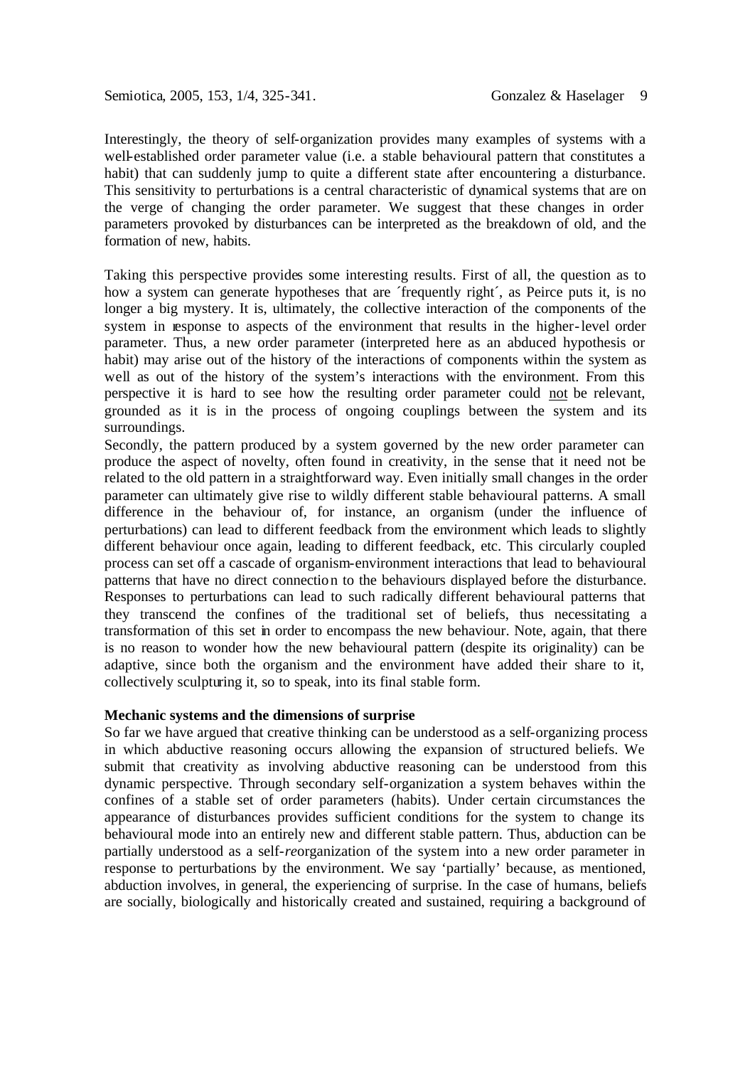Interestingly, the theory of self-organization provides many examples of systems with a well-established order parameter value (i.e. a stable behavioural pattern that constitutes a habit) that can suddenly jump to quite a different state after encountering a disturbance. This sensitivity to perturbations is a central characteristic of dynamical systems that are on the verge of changing the order parameter. We suggest that these changes in order parameters provoked by disturbances can be interpreted as the breakdown of old, and the formation of new, habits.

Taking this perspective provides some interesting results. First of all, the question as to how a system can generate hypotheses that are ´frequently right´, as Peirce puts it, is no longer a big mystery. It is, ultimately, the collective interaction of the components of the system in response to aspects of the environment that results in the higher-level order parameter. Thus, a new order parameter (interpreted here as an abduced hypothesis or habit) may arise out of the history of the interactions of components within the system as well as out of the history of the system's interactions with the environment. From this perspective it is hard to see how the resulting order parameter could not be relevant, grounded as it is in the process of ongoing couplings between the system and its surroundings.

Secondly, the pattern produced by a system governed by the new order parameter can produce the aspect of novelty, often found in creativity, in the sense that it need not be related to the old pattern in a straightforward way. Even initially small changes in the order parameter can ultimately give rise to wildly different stable behavioural patterns. A small difference in the behaviour of, for instance, an organism (under the influence of perturbations) can lead to different feedback from the environment which leads to slightly different behaviour once again, leading to different feedback, etc. This circularly coupled process can set off a cascade of organism-environment interactions that lead to behavioural patterns that have no direct connection to the behaviours displayed before the disturbance. Responses to perturbations can lead to such radically different behavioural patterns that they transcend the confines of the traditional set of beliefs, thus necessitating a transformation of this set in order to encompass the new behaviour. Note, again, that there is no reason to wonder how the new behavioural pattern (despite its originality) can be adaptive, since both the organism and the environment have added their share to it, collectively sculpturing it, so to speak, into its final stable form.

**Mechanic systems and the dimensions of surprise**

So far we have argued that creative thinking can be understood as a self-organizing process in which abductive reasoning occurs allowing the expansion of structured beliefs. We submit that creativity as involving abductive reasoning can be understood from this dynamic perspective. Through secondary self-organization a system behaves within the confines of a stable set of order parameters (habits). Under certain circumstances the appearance of disturbances provides sufficient conditions for the system to change its behavioural mode into an entirely new and different stable pattern. Thus, abduction can be partially understood as a self-*re*organization of the system into a new order parameter in response to perturbations by the environment. We say 'partially' because, as mentioned, abduction involves, in general, the experiencing of surprise. In the case of humans, beliefs are socially, biologically and historically created and sustained, requiring a background of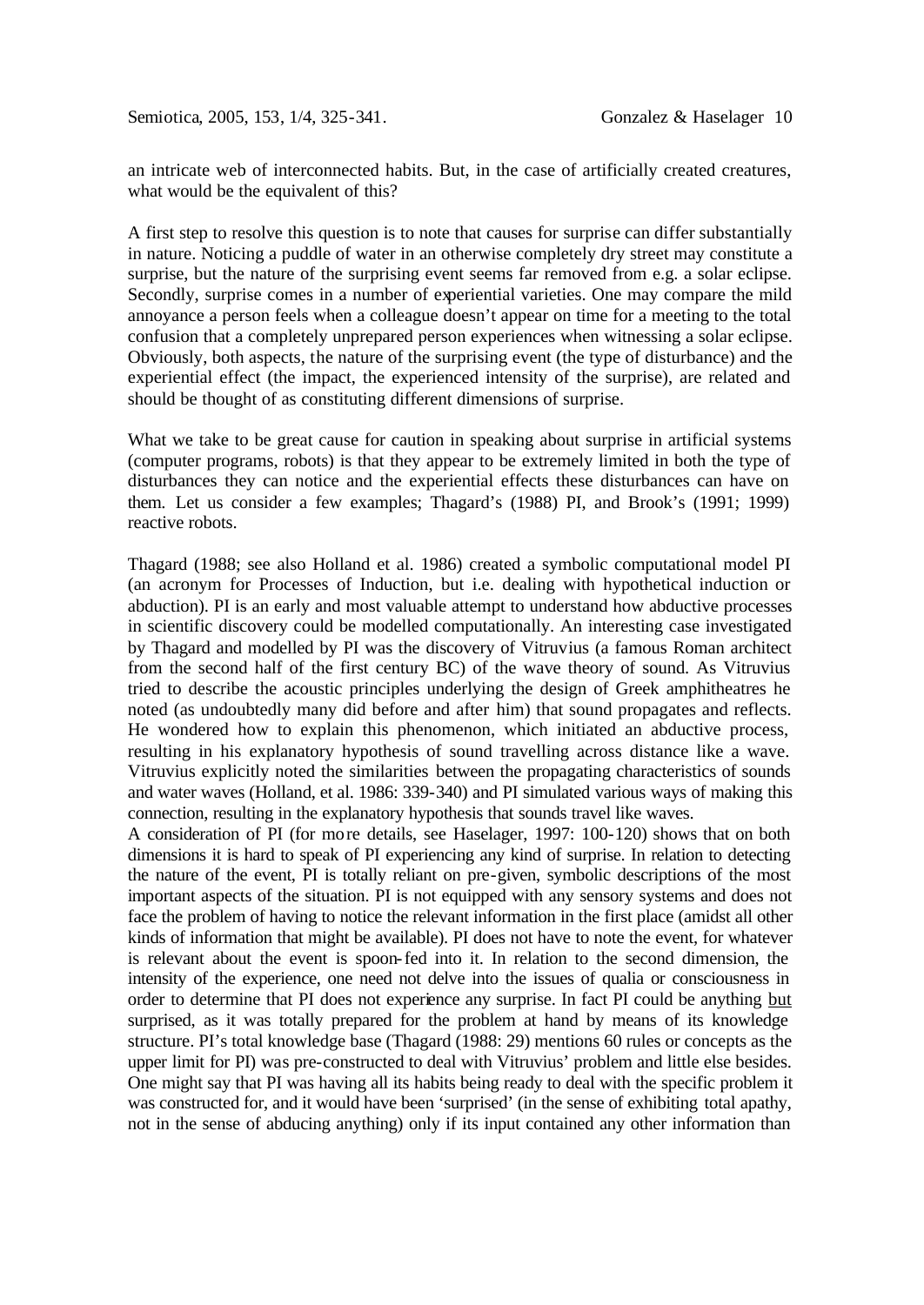an intricate web of interconnected habits. But, in the case of artificially created creatures, what would be the equivalent of this?

A first step to resolve this question is to note that causes for surprise can differ substantially in nature. Noticing a puddle of water in an otherwise completely dry street may constitute a surprise, but the nature of the surprising event seems far removed from e.g. a solar eclipse. Secondly, surprise comes in a number of experiential varieties. One may compare the mild annoyance a person feels when a colleague doesn't appear on time for a meeting to the total confusion that a completely unprepared person experiences when witnessing a solar eclipse. Obviously, both aspects, the nature of the surprising event (the type of disturbance) and the experiential effect (the impact, the experienced intensity of the surprise), are related and should be thought of as constituting different dimensions of surprise.

What we take to be great cause for caution in speaking about surprise in artificial systems (computer programs, robots) is that they appear to be extremely limited in both the type of disturbances they can notice and the experiential effects these disturbances can have on them. Let us consider a few examples; Thagard's (1988) PI, and Brook's (1991; 1999) reactive robots.

Thagard (1988; see also Holland et al. 1986) created a symbolic computational model PI (an acronym for Processes of Induction, but i.e. dealing with hypothetical induction or abduction). PI is an early and most valuable attempt to understand how abductive processes in scientific discovery could be modelled computationally. An interesting case investigated by Thagard and modelled by PI was the discovery of Vitruvius (a famous Roman architect from the second half of the first century BC) of the wave theory of sound. As Vitruvius tried to describe the acoustic principles underlying the design of Greek amphitheatres he noted (as undoubtedly many did before and after him) that sound propagates and reflects. He wondered how to explain this phenomenon, which initiated an abductive process, resulting in his explanatory hypothesis of sound travelling across distance like a wave. Vitruvius explicitly noted the similarities between the propagating characteristics of sounds and water waves (Holland, et al. 1986: 339-340) and PI simulated various ways of making this connection, resulting in the explanatory hypothesis that sounds travel like waves.

A consideration of PI (for more details, see Haselager, 1997: 100-120) shows that on both dimensions it is hard to speak of PI experiencing any kind of surprise. In relation to detecting the nature of the event, PI is totally reliant on pre-given, symbolic descriptions of the most important aspects of the situation. PI is not equipped with any sensory systems and does not face the problem of having to notice the relevant information in the first place (amidst all other kinds of information that might be available). PI does not have to note the event, for whatever is relevant about the event is spoon-fed into it. In relation to the second dimension, the intensity of the experience, one need not delve into the issues of qualia or consciousness in order to determine that PI does not experience any surprise. In fact PI could be anything <u>but</u> surprised, as it was totally prepared for the problem at hand by means of its knowledge structure. PI's total knowledge base (Thagard (1988: 29) mentions 60 rules or concepts as the upper limit for PI) was pre-constructed to deal with Vitruvius' problem and little else besides. One might say that PI was having all its habits being ready to deal with the specific problem it was constructed for, and it would have been 'surprised' (in the sense of exhibiting total apathy, not in the sense of abducing anything) only if its input contained any other information than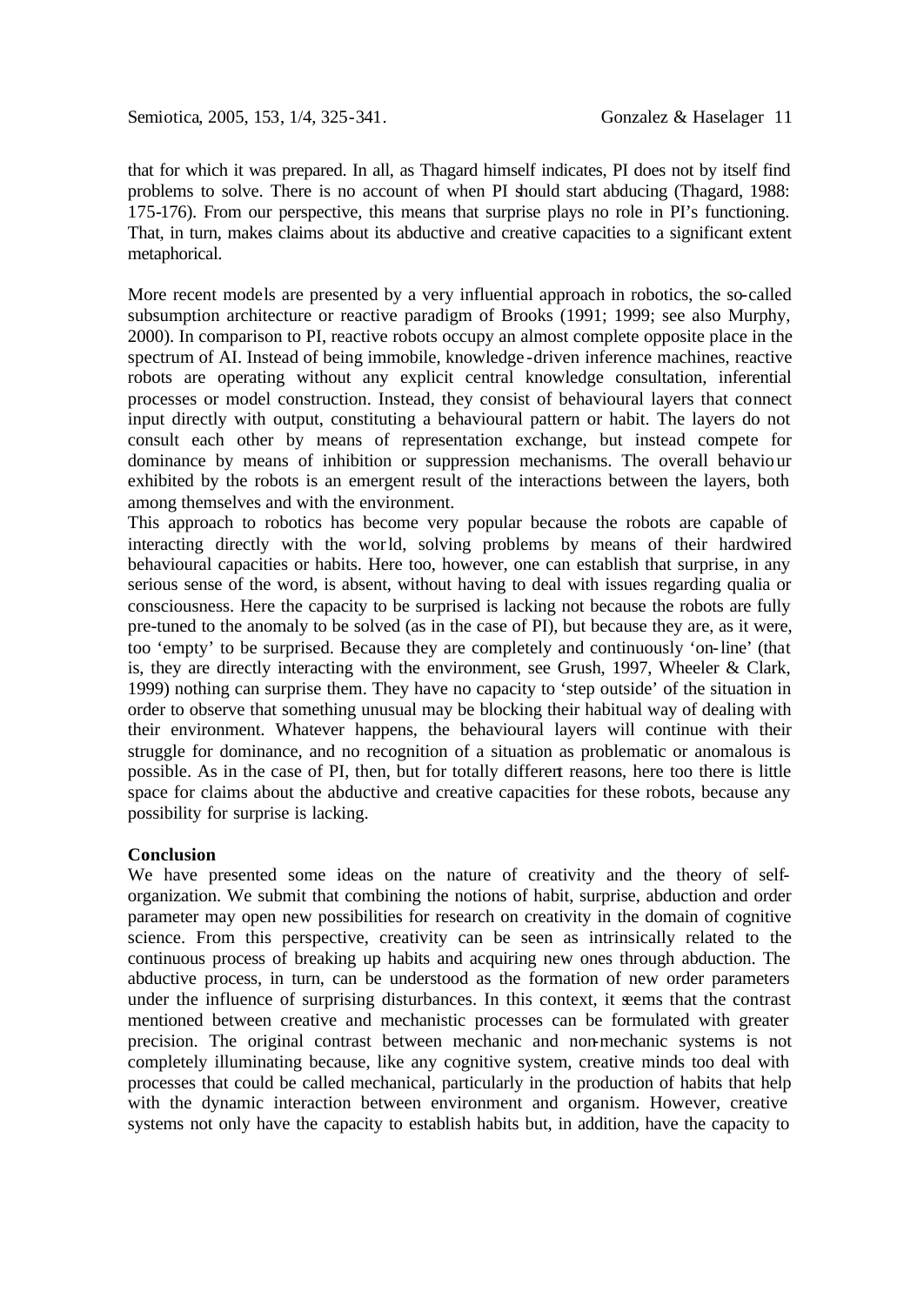that for which it was prepared. In all, as Thagard himself indicates, PI does not by itself find problems to solve. There is no account of when PI should start abducing (Thagard, 1988: 175-176). From our perspective, this means that surprise plays no role in PI's functioning. That, in turn, makes claims about its abductive and creative capacities to a significant extent metaphorical.

More recent models are presented by a very influential approach in robotics, the so-called subsumption architecture or reactive paradigm of Brooks (1991; 1999; see also Murphy, 2000). In comparison to PI, reactive robots occupy an almost complete opposite place in the spectrum of AI. Instead of being immobile, knowledge-driven inference machines, reactive robots are operating without any explicit central knowledge consultation, inferential processes or model construction. Instead, they consist of behavioural layers that connect input directly with output, constituting a behavioural pattern or habit. The layers do not consult each other by means of representation exchange, but instead compete for dominance by means of inhibition or suppression mechanisms. The overall behaviour exhibited by the robots is an emergent result of the interactions between the layers, both among themselves and with the environment.

This approach to robotics has become very popular because the robots are capable of interacting directly with the world, solving problems by means of their hardwired behavioural capacities or habits. Here too, however, one can establish that surprise, in any serious sense of the word, is absent, without having to deal with issues regarding qualia or consciousness. Here the capacity to be surprised is lacking not because the robots are fully pre-tuned to the anomaly to be solved (as in the case of PI), but because they are, as it were, too 'empty' to be surprised. Because they are completely and continuously 'on-line' (that is, they are directly interacting with the environment, see Grush, 1997, Wheeler & Clark, 1999) nothing can surprise them. They have no capacity to 'step outside' of the situation in order to observe that something unusual may be blocking their habitual way of dealing with their environment. Whatever happens, the behavioural layers will continue with their struggle for dominance, and no recognition of a situation as problematic or anomalous is possible. As in the case of PI, then, but for totally different reasons, here too there is little space for claims about the abductive and creative capacities for these robots, because any possibility for surprise is lacking.

## Conclusion

We have presented some ideas on the nature of creativity and the theory of self-organization. We submit that combining the notions of habit, surprise, abduction and order parameter may open new possibilities for research on creativity in the domain of cognitive science. From this perspective, creativity can be seen as intrinsically related to the continuous process of breaking up habits and acquiring new ones through abduction. The abductive process, in turn, can be understood as the formation of new order parameters under the influence of surprising disturbances. In this context, it seems that the contrast mentioned between creative and mechanistic processes can be formulated with greater precision. The original contrast between mechanic and non-mechanic systems is not completely illuminating because, like any cognitive system, creative minds too deal with processes that could be called mechanical, particularly in the production of habits that help with the dynamic interaction between environment and organism. However, creative systems not only have the capacity to establish habits but, in addition, have the capacity to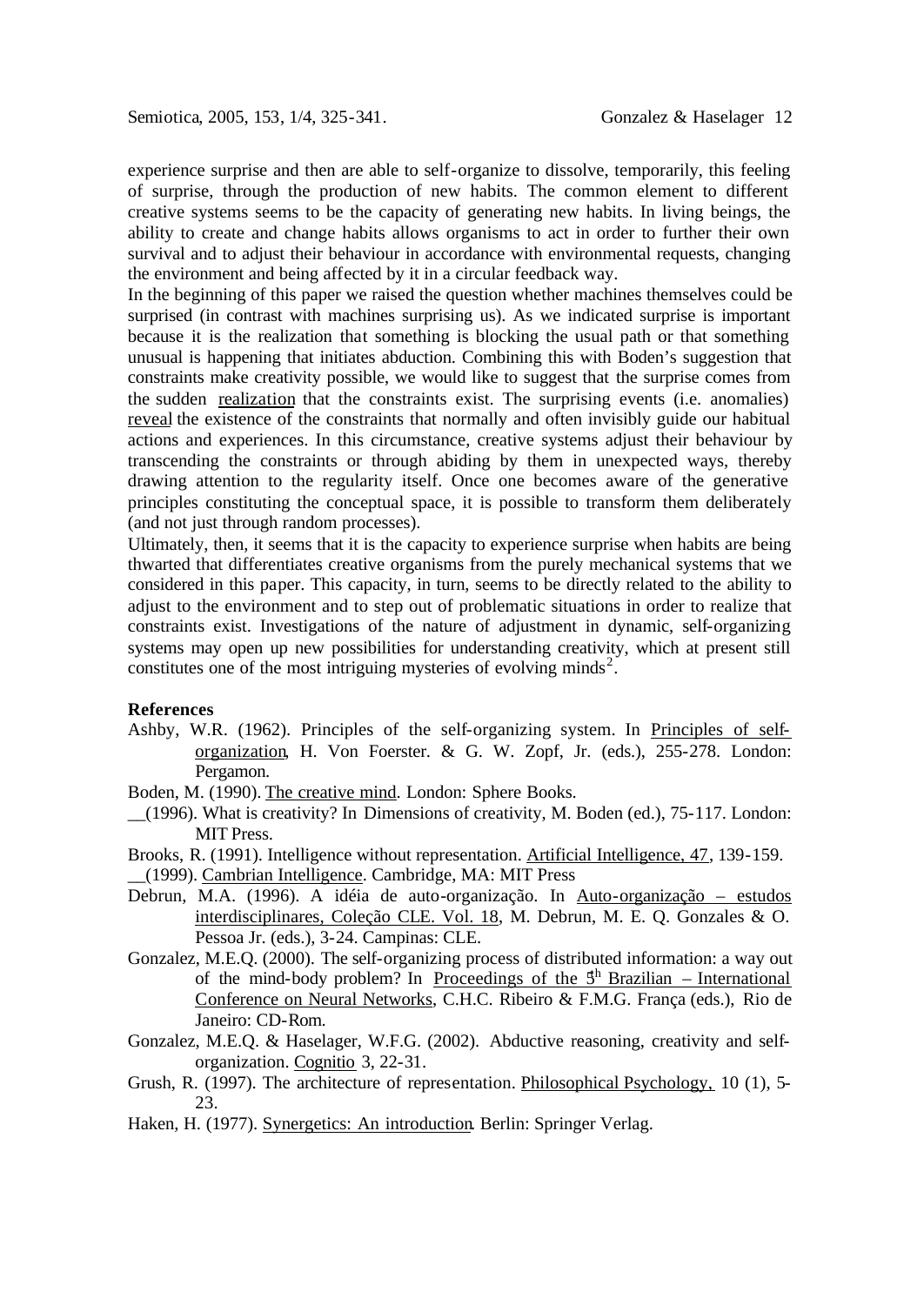experience surprise and then are able to self-organize to dissolve, temporarily, this feeling of surprise, through the production of new habits. The common element to different creative systems seems to be the capacity of generating new habits. In living beings, the ability to create and change habits allows organisms to act in order to further their own survival and to adjust their behaviour in accordance with environmental requests, changing the environment and being affected by it in a circular feedback way.

In the beginning of this paper we raised the question whether machines themselves could be surprised (in contrast with machines surprising us). As we indicated surprise is important because it is the realization that something is blocking the usual path or that something unusual is happening that initiates abduction. Combining this with Boden's suggestion that constraints make creativity possible, we would like to suggest that the surprise comes from the sudden realization that the constraints exist. The surprising events (i.e. anomalies) reveal the existence of the constraints that normally and often invisibly guide our habitual actions and experiences. In this circumstance, creative systems adjust their behaviour by transcending the constraints or through abiding by them in unexpected ways, thereby drawing attention to the regularity itself. Once one becomes aware of the generative principles constituting the conceptual space, it is possible to transform them deliberately (and not just through random processes).

Ultimately, then, it seems that it is the capacity to experience surprise when habits are being thwarted that differentiates creative organisms from the purely mechanical systems that we considered in this paper. This capacity, in turn, seems to be directly related to the ability to adjust to the environment and to step out of problematic situations in order to realize that constraints exist. Investigations of the nature of adjustment in dynamic, self-organizing systems may open up new possibilities for understanding creativity, which at present still constitutes one of the most intriguing mysteries of evolving minds[2].

**References**

Ashby, W.R. (1962). Principles of the self-organizing system. In Principles of self-organization, H. Von Foerster. & G. W. Zopf, Jr. (eds.), 255-278. London: Pergamon.

Boden, M. (1990). The creative mind. London: Sphere Books.

__(1996). What is creativity? In Dimensions of creativity, M. Boden (ed.), 75-117. London: MIT Press.

Brooks, R. (1991). Intelligence without representation. Artificial Intelligence, 47, 139-159.

__(1999). Cambrian Intelligence. Cambridge, MA: MIT Press

Debrun, M.A. (1996). A idéia de auto-organização. In Auto-organização – estudos interdisciplinares, Coleção CLE. Vol. 18, M. Debrun, M. E. Q. Gonzales & O. Pessoa Jr. (eds.), 3-24. Campinas: CLE.

Gonzalez, M.E.Q. (2000). The self-organizing process of distributed information: a way out of the mind-body problem? In Proceedings of the 5th Brazilian – International Conference on Neural Networks, C.H.C. Ribeiro & F.M.G. França (eds.), Rio de Janeiro: CD-Rom.

Gonzalez, M.E.Q. & Haselager, W.F.G. (2002). Abductive reasoning, creativity and self-organization. Cognitio 3, 22-31.

Grush, R. (1997). The architecture of representation. Philosophical Psychology, 10 (1), 5-23.

Haken, H. (1977). Synergetics: An introduction. Berlin: Springer Verlag.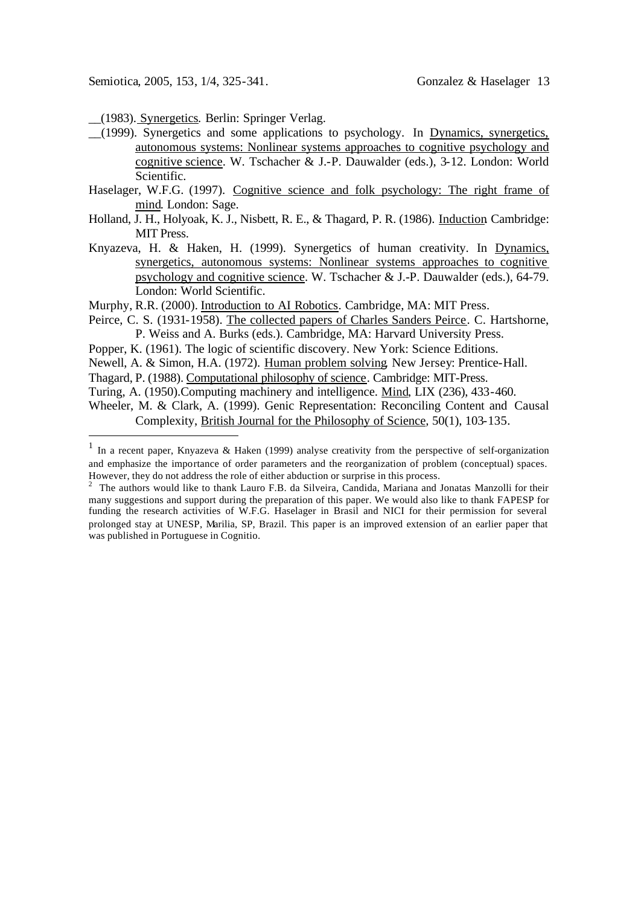__(1983). Synergetics. Berlin: Springer Verlag.

__(1999). Synergetics and some applications to psychology. In Dynamics, synergetics, autonomous systems: Nonlinear systems approaches to cognitive psychology and cognitive science. W. Tschacher & J.-P. Dauwalder (eds.), 3-12. London: World Scientific.

Haselager, W.F.G. (1997). Cognitive science and folk psychology: The right frame of mind. London: Sage.

Holland, J. H., Holyoak, K. J., Nisbett, R. E., & Thagard, P. R. (1986). Induction Cambridge: MIT Press.

Knyazeva, H. & Haken, H. (1999). Synergetics of human creativity. In Dynamics, synergetics, autonomous systems: Nonlinear systems approaches to cognitive psychology and cognitive science. W. Tschacher & J.-P. Dauwalder (eds.), 64-79. London: World Scientific.

Murphy, R.R. (2000). Introduction to AI Robotics. Cambridge, MA: MIT Press.

Peirce, C. S. (1931-1958). The collected papers of Charles Sanders Peirce. C. Hartshorne, P. Weiss and A. Burks (eds.). Cambridge, MA: Harvard University Press.

Popper, K. (1961). The logic of scientific discovery. New York: Science Editions.

Newell, A. & Simon, H.A. (1972). Human problem solving. New Jersey: Prentice-Hall.

Thagard, P. (1988). Computational philosophy of science. Cambridge: MIT-Press.

Turing, A. (1950).Computing machinery and intelligence. Mind, LIX (236), 433-460.

Wheeler, M. & Clark, A. (1999). Genic Representation: Reconciling Content and Causal Complexity, British Journal for the Philosophy of Science, 50(1), 103-135.

---

[1] In a recent paper, Knyazeva & Haken (1999) analyse creativity from the perspective of self-organization and emphasize the importance of order parameters and the reorganization of problem (conceptual) spaces. However, they do not address the role of either abduction or surprise in this process.

[2] The authors would like to thank Lauro F.B. da Silveira, Candida, Mariana and Jonatas Manzolli for their many suggestions and support during the preparation of this paper. We would also like to thank FAPESP for funding the research activities of W.F.G. Haselager in Brasil and NICI for their permission for several prolonged stay at UNESP, Marilia, SP, Brazil. This paper is an improved extension of an earlier paper that was published in Portuguese in Cognitio.